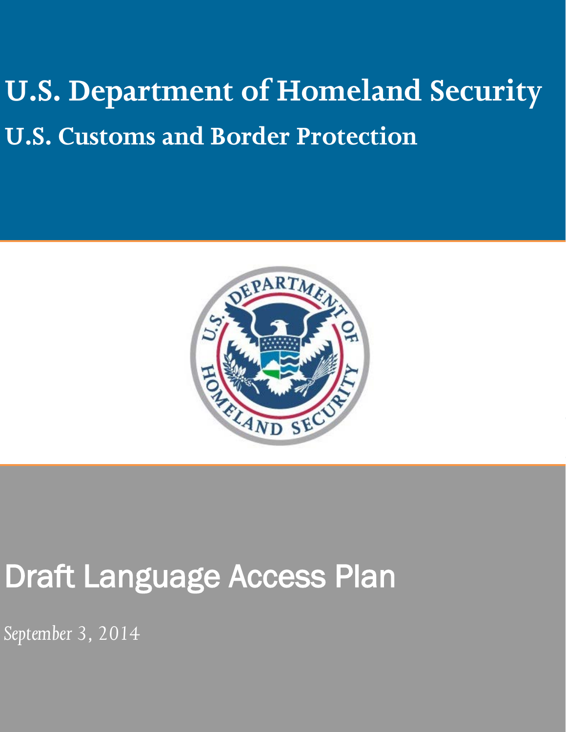# U.S. Department of Homeland Security

## U.S. Customs and Border Protection

# Draft Language Access Plan

*September 3, 2014*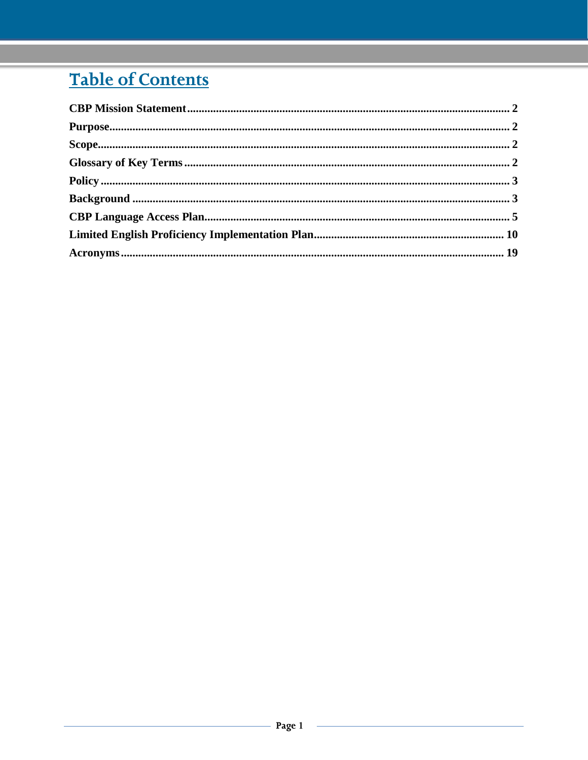# Table of Contents

**CBP Mission Statement** ........................................................................................................ 2

**Purpose** .................................................................................................................................. 2

**Scope** ...................................................................................................................................... 2

**Glossary of Key Terms** ......................................................................................................... 2

**Policy** ...................................................................................................................................... 3

**Background** ............................................................................................................................ 3

**CBP Language Access Plan** ................................................................................................ 5

**Limited English Proficiency Implementation Plan** .......................................................... 10

**Acronyms** ............................................................................................................................. 19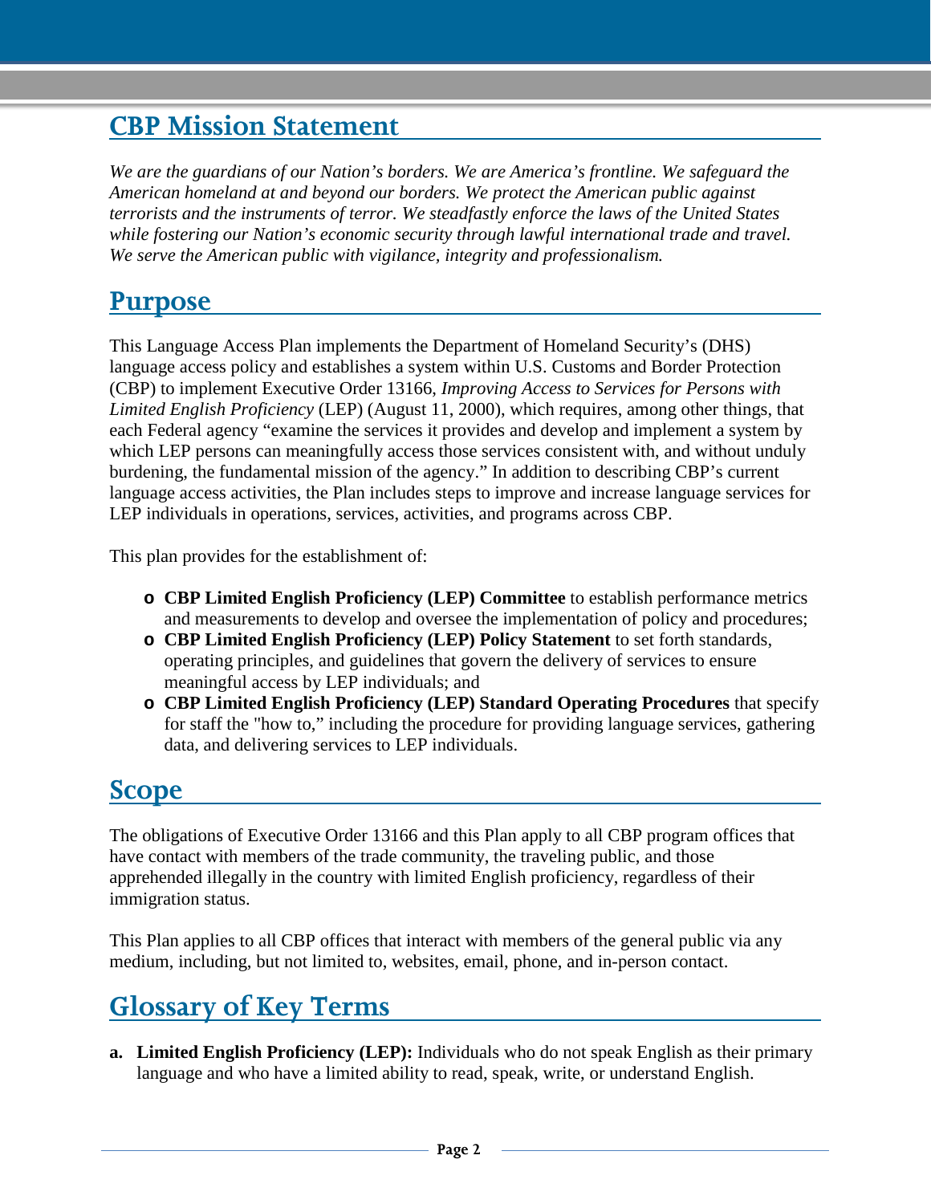## CBP Mission Statement

*We are the guardians of our Nation's borders. We are America's frontline. We safeguard the American homeland at and beyond our borders. We protect the American public against terrorists and the instruments of terror. We steadfastly enforce the laws of the United States while fostering our Nation's economic security through lawful international trade and travel. We serve the American public with vigilance, integrity and professionalism.*

## Purpose

This Language Access Plan implements the Department of Homeland Security's (DHS) language access policy and establishes a system within U.S. Customs and Border Protection (CBP) to implement Executive Order 13166, *Improving Access to Services for Persons with Limited English Proficiency* (LEP) (August 11, 2000), which requires, among other things, that each Federal agency "examine the services it provides and develop and implement a system by which LEP persons can meaningfully access those services consistent with, and without unduly burdening, the fundamental mission of the agency." In addition to describing CBP's current language access activities, the Plan includes steps to improve and increase language services for LEP individuals in operations, services, activities, and programs across CBP.

This plan provides for the establishment of:

- **CBP Limited English Proficiency (LEP) Committee** to establish performance metrics and measurements to develop and oversee the implementation of policy and procedures;
- **CBP Limited English Proficiency (LEP) Policy Statement** to set forth standards, operating principles, and guidelines that govern the delivery of services to ensure meaningful access by LEP individuals; and
- **CBP Limited English Proficiency (LEP) Standard Operating Procedures** that specify for staff the "how to," including the procedure for providing language services, gathering data, and delivering services to LEP individuals.

## Scope

The obligations of Executive Order 13166 and this Plan apply to all CBP program offices that have contact with members of the trade community, the traveling public, and those apprehended illegally in the country with limited English proficiency, regardless of their immigration status.

This Plan applies to all CBP offices that interact with members of the general public via any medium, including, but not limited to, websites, email, phone, and in-person contact.

## Glossary of Key Terms

a. **Limited English Proficiency (LEP):** Individuals who do not speak English as their primary language and who have a limited ability to read, speak, write, or understand English.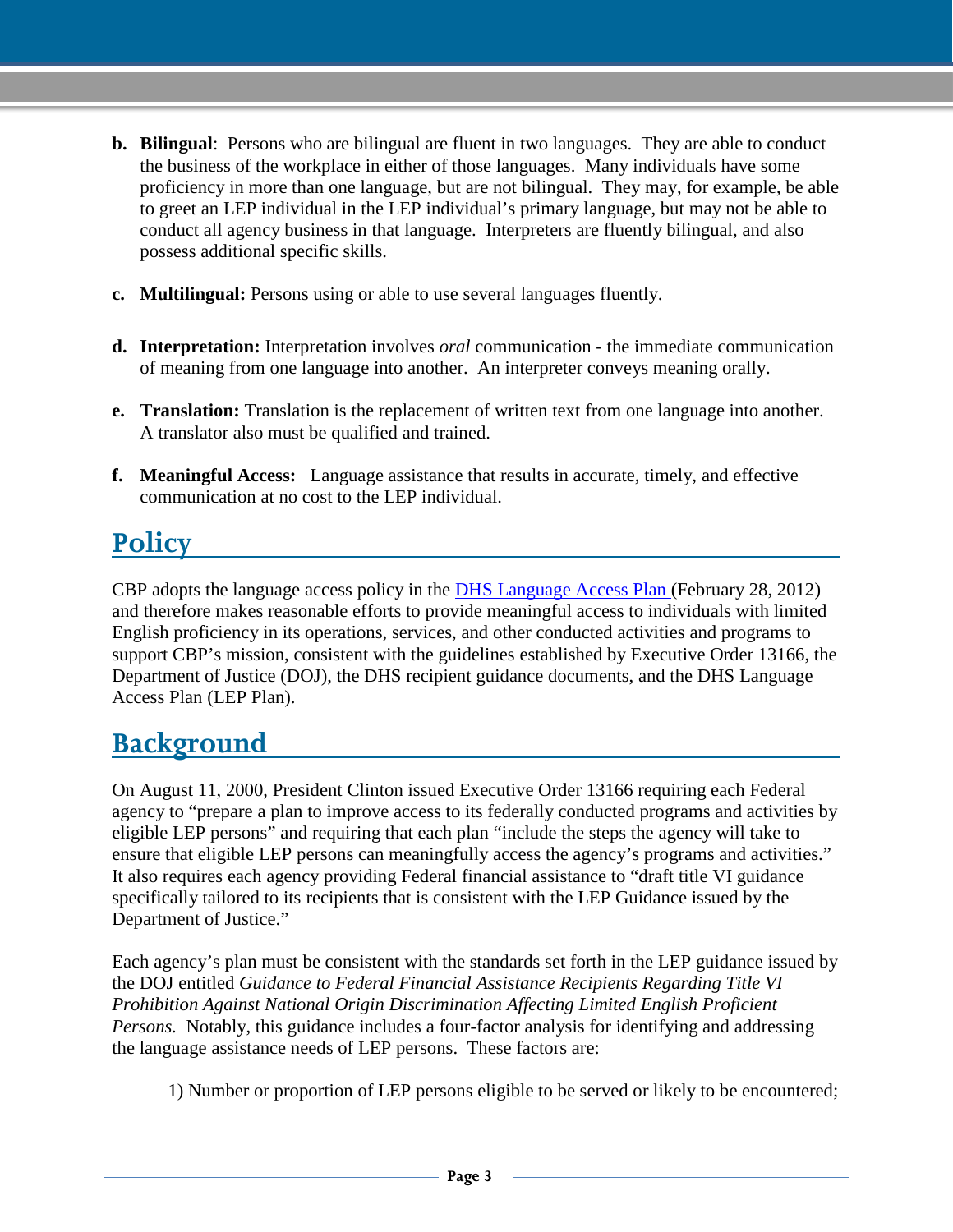b. **Bilingual**: Persons who are bilingual are fluent in two languages. They are able to conduct the business of the workplace in either of those languages. Many individuals have some proficiency in more than one language, but are not bilingual. They may, for example, be able to greet an LEP individual in the LEP individual's primary language, but may not be able to conduct all agency business in that language. Interpreters are fluently bilingual, and also possess additional specific skills.

c. **Multilingual:** Persons using or able to use several languages fluently.

d. **Interpretation:** Interpretation involves *oral* communication - the immediate communication of meaning from one language into another. An interpreter conveys meaning orally.

e. **Translation:** Translation is the replacement of written text from one language into another. A translator also must be qualified and trained.

f. **Meaningful Access:** Language assistance that results in accurate, timely, and effective communication at no cost to the LEP individual.

## Policy

CBP adopts the language access policy in the DHS Language Access Plan (February 28, 2012) and therefore makes reasonable efforts to provide meaningful access to individuals with limited English proficiency in its operations, services, and other conducted activities and programs to support CBP's mission, consistent with the guidelines established by Executive Order 13166, the Department of Justice (DOJ), the DHS recipient guidance documents, and the DHS Language Access Plan (LEP Plan).

## Background

On August 11, 2000, President Clinton issued Executive Order 13166 requiring each Federal agency to "prepare a plan to improve access to its federally conducted programs and activities by eligible LEP persons" and requiring that each plan "include the steps the agency will take to ensure that eligible LEP persons can meaningfully access the agency's programs and activities." It also requires each agency providing Federal financial assistance to "draft title VI guidance specifically tailored to its recipients that is consistent with the LEP Guidance issued by the Department of Justice."

Each agency's plan must be consistent with the standards set forth in the LEP guidance issued by the DOJ entitled *Guidance to Federal Financial Assistance Recipients Regarding Title VI Prohibition Against National Origin Discrimination Affecting Limited English Proficient Persons.* Notably, this guidance includes a four-factor analysis for identifying and addressing the language assistance needs of LEP persons. These factors are:

1) Number or proportion of LEP persons eligible to be served or likely to be encountered;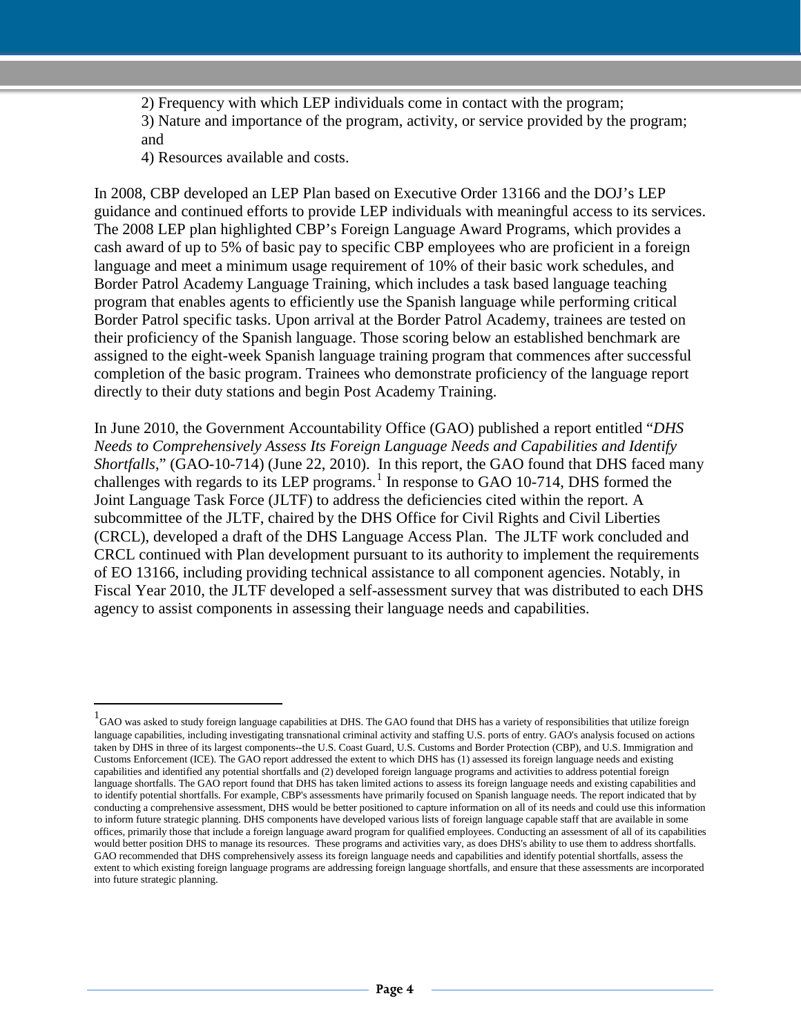2) Frequency with which LEP individuals come in contact with the program;
3) Nature and importance of the program, activity, or service provided by the program; and
4) Resources available and costs.

In 2008, CBP developed an LEP Plan based on Executive Order 13166 and the DOJ's LEP guidance and continued efforts to provide LEP individuals with meaningful access to its services. The 2008 LEP plan highlighted CBP's Foreign Language Award Programs, which provides a cash award of up to 5% of basic pay to specific CBP employees who are proficient in a foreign language and meet a minimum usage requirement of 10% of their basic work schedules, and Border Patrol Academy Language Training, which includes a task based language teaching program that enables agents to efficiently use the Spanish language while performing critical Border Patrol specific tasks. Upon arrival at the Border Patrol Academy, trainees are tested on their proficiency of the Spanish language. Those scoring below an established benchmark are assigned to the eight-week Spanish language training program that commences after successful completion of the basic program. Trainees who demonstrate proficiency of the language report directly to their duty stations and begin Post Academy Training.

In June 2010, the Government Accountability Office (GAO) published a report entitled "*DHS Needs to Comprehensively Assess Its Foreign Language Needs and Capabilities and Identify Shortfalls*," (GAO-10-714) (June 22, 2010). In this report, the GAO found that DHS faced many challenges with regards to its LEP programs.[1] In response to GAO 10-714, DHS formed the Joint Language Task Force (JLTF) to address the deficiencies cited within the report. A subcommittee of the JLTF, chaired by the DHS Office for Civil Rights and Civil Liberties (CRCL), developed a draft of the DHS Language Access Plan. The JLTF work concluded and CRCL continued with Plan development pursuant to its authority to implement the requirements of EO 13166, including providing technical assistance to all component agencies. Notably, in Fiscal Year 2010, the JLTF developed a self-assessment survey that was distributed to each DHS agency to assist components in assessing their language needs and capabilities.

---

[1] GAO was asked to study foreign language capabilities at DHS. The GAO found that DHS has a variety of responsibilities that utilize foreign language capabilities, including investigating transnational criminal activity and staffing U.S. ports of entry. GAO's analysis focused on actions taken by DHS in three of its largest components--the U.S. Coast Guard, U.S. Customs and Border Protection (CBP), and U.S. Immigration and Customs Enforcement (ICE). The GAO report addressed the extent to which DHS has (1) assessed its foreign language needs and existing capabilities and identified any potential shortfalls and (2) developed foreign language programs and activities to address potential foreign language shortfalls. The GAO report found that DHS has taken limited actions to assess its foreign language needs and existing capabilities and to identify potential shortfalls. For example, CBP's assessments have primarily focused on Spanish language needs. The report indicated that by conducting a comprehensive assessment, DHS would be better positioned to capture information on all of its needs and could use this information to inform future strategic planning. DHS components have developed various lists of foreign language capable staff that are available in some offices, primarily those that include a foreign language award program for qualified employees. Conducting an assessment of all of its capabilities would better position DHS to manage its resources. These programs and activities vary, as does DHS's ability to use them to address shortfalls. GAO recommended that DHS comprehensively assess its foreign language needs and capabilities and identify potential shortfalls, assess the extent to which existing foreign language programs are addressing foreign language shortfalls, and ensure that these assessments are incorporated into future strategic planning.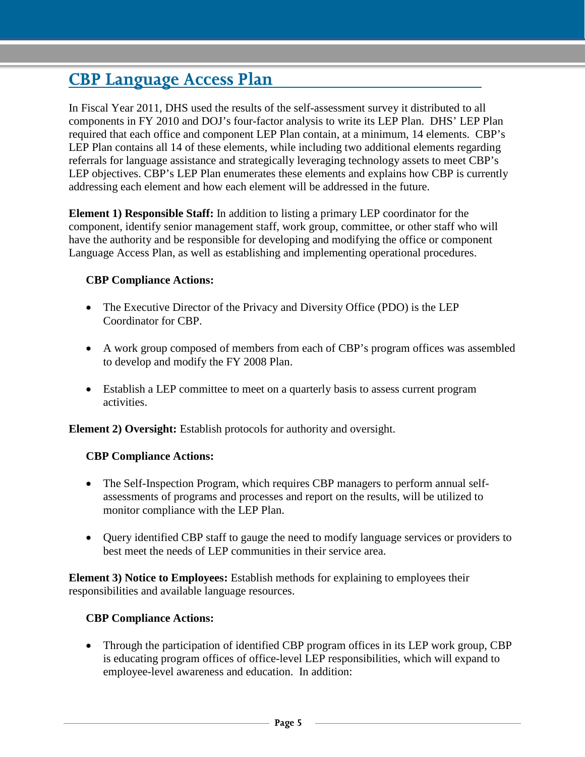## CBP Language Access Plan

In Fiscal Year 2011, DHS used the results of the self-assessment survey it distributed to all components in FY 2010 and DOJ's four-factor analysis to write its LEP Plan. DHS' LEP Plan required that each office and component LEP Plan contain, at a minimum, 14 elements. CBP's LEP Plan contains all 14 of these elements, while including two additional elements regarding referrals for language assistance and strategically leveraging technology assets to meet CBP's LEP objectives. CBP's LEP Plan enumerates these elements and explains how CBP is currently addressing each element and how each element will be addressed in the future.

**Element 1) Responsible Staff:** In addition to listing a primary LEP coordinator for the component, identify senior management staff, work group, committee, or other staff who will have the authority and be responsible for developing and modifying the office or component Language Access Plan, as well as establishing and implementing operational procedures.

**CBP Compliance Actions:**

- The Executive Director of the Privacy and Diversity Office (PDO) is the LEP Coordinator for CBP.
- A work group composed of members from each of CBP's program offices was assembled to develop and modify the FY 2008 Plan.
- Establish a LEP committee to meet on a quarterly basis to assess current program activities.

**Element 2) Oversight:** Establish protocols for authority and oversight.

**CBP Compliance Actions:**

- The Self-Inspection Program, which requires CBP managers to perform annual self-assessments of programs and processes and report on the results, will be utilized to monitor compliance with the LEP Plan.
- Query identified CBP staff to gauge the need to modify language services or providers to best meet the needs of LEP communities in their service area.

**Element 3) Notice to Employees:** Establish methods for explaining to employees their responsibilities and available language resources.

**CBP Compliance Actions:**

- Through the participation of identified CBP program offices in its LEP work group, CBP is educating program offices of office-level LEP responsibilities, which will expand to employee-level awareness and education. In addition: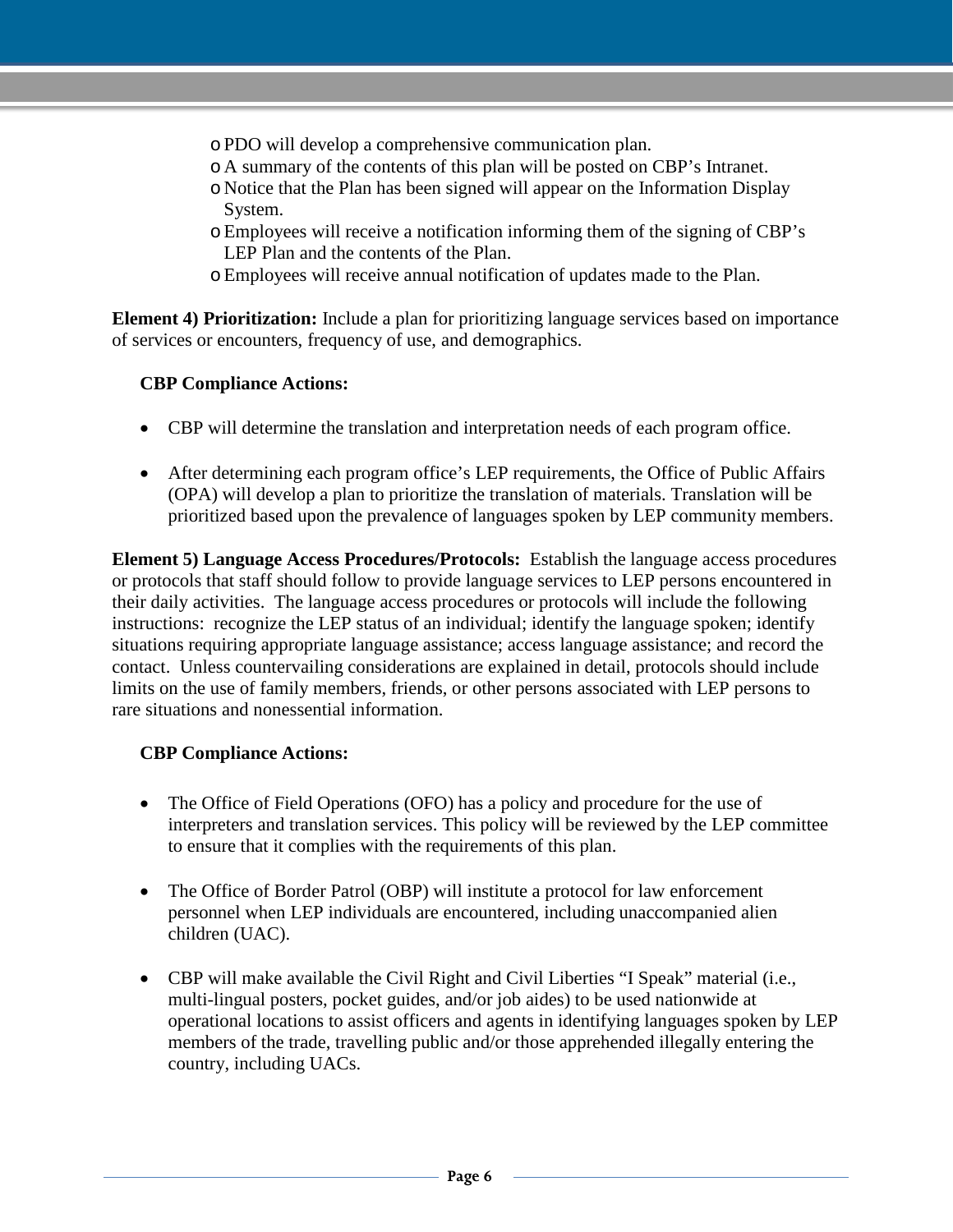- PDO will develop a comprehensive communication plan.
- A summary of the contents of this plan will be posted on CBP's Intranet.
- Notice that the Plan has been signed will appear on the Information Display System.
- Employees will receive a notification informing them of the signing of CBP's LEP Plan and the contents of the Plan.
- Employees will receive annual notification of updates made to the Plan.

**Element 4) Prioritization:** Include a plan for prioritizing language services based on importance of services or encounters, frequency of use, and demographics.

**CBP Compliance Actions:**

- CBP will determine the translation and interpretation needs of each program office.
- After determining each program office's LEP requirements, the Office of Public Affairs (OPA) will develop a plan to prioritize the translation of materials. Translation will be prioritized based upon the prevalence of languages spoken by LEP community members.

**Element 5) Language Access Procedures/Protocols:** Establish the language access procedures or protocols that staff should follow to provide language services to LEP persons encountered in their daily activities. The language access procedures or protocols will include the following instructions: recognize the LEP status of an individual; identify the language spoken; identify situations requiring appropriate language assistance; access language assistance; and record the contact. Unless countervailing considerations are explained in detail, protocols should include limits on the use of family members, friends, or other persons associated with LEP persons to rare situations and nonessential information.

**CBP Compliance Actions:**

- The Office of Field Operations (OFO) has a policy and procedure for the use of interpreters and translation services. This policy will be reviewed by the LEP committee to ensure that it complies with the requirements of this plan.
- The Office of Border Patrol (OBP) will institute a protocol for law enforcement personnel when LEP individuals are encountered, including unaccompanied alien children (UAC).
- CBP will make available the Civil Right and Civil Liberties "I Speak" material (i.e., multi-lingual posters, pocket guides, and/or job aides) to be used nationwide at operational locations to assist officers and agents in identifying languages spoken by LEP members of the trade, travelling public and/or those apprehended illegally entering the country, including UACs.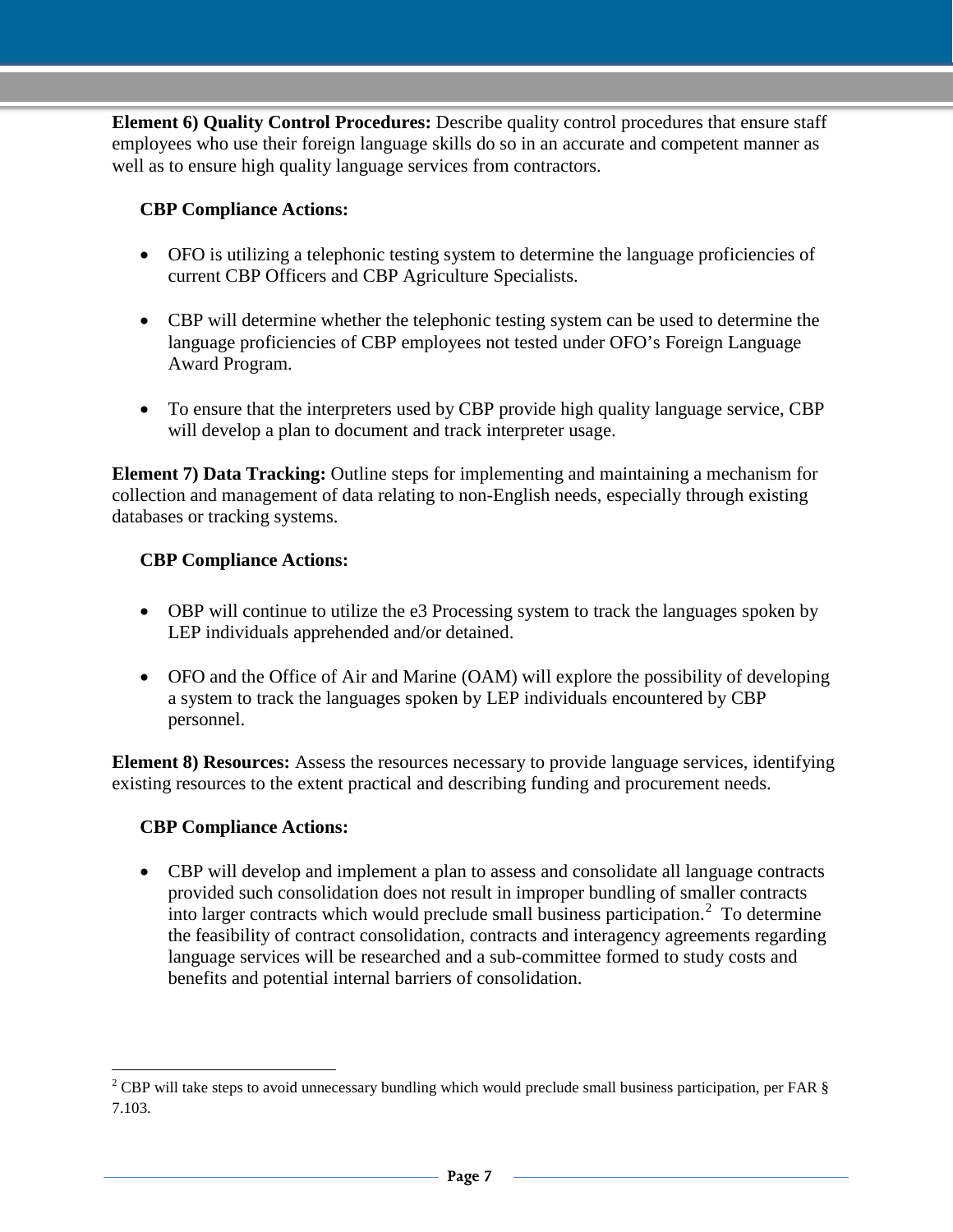**Element 6) Quality Control Procedures:** Describe quality control procedures that ensure staff employees who use their foreign language skills do so in an accurate and competent manner as well as to ensure high quality language services from contractors.

**CBP Compliance Actions:**

- OFO is utilizing a telephonic testing system to determine the language proficiencies of current CBP Officers and CBP Agriculture Specialists.
- CBP will determine whether the telephonic testing system can be used to determine the language proficiencies of CBP employees not tested under OFO's Foreign Language Award Program.
- To ensure that the interpreters used by CBP provide high quality language service, CBP will develop a plan to document and track interpreter usage.

**Element 7) Data Tracking:** Outline steps for implementing and maintaining a mechanism for collection and management of data relating to non-English needs, especially through existing databases or tracking systems.

**CBP Compliance Actions:**

- OBP will continue to utilize the e3 Processing system to track the languages spoken by LEP individuals apprehended and/or detained.
- OFO and the Office of Air and Marine (OAM) will explore the possibility of developing a system to track the languages spoken by LEP individuals encountered by CBP personnel.

**Element 8) Resources:** Assess the resources necessary to provide language services, identifying existing resources to the extent practical and describing funding and procurement needs.

**CBP Compliance Actions:**

- CBP will develop and implement a plan to assess and consolidate all language contracts provided such consolidation does not result in improper bundling of smaller contracts into larger contracts which would preclude small business participation.[2] To determine the feasibility of contract consolidation, contracts and interagency agreements regarding language services will be researched and a sub-committee formed to study costs and benefits and potential internal barriers of consolidation.

---

[2] CBP will take steps to avoid unnecessary bundling which would preclude small business participation, per FAR § 7.103.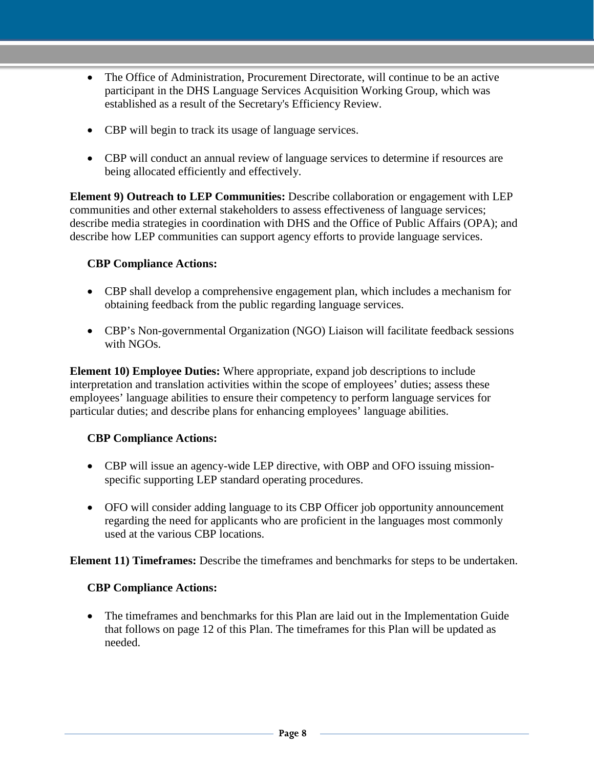- The Office of Administration, Procurement Directorate, will continue to be an active participant in the DHS Language Services Acquisition Working Group, which was established as a result of the Secretary's Efficiency Review.

- CBP will begin to track its usage of language services.

- CBP will conduct an annual review of language services to determine if resources are being allocated efficiently and effectively.

**Element 9) Outreach to LEP Communities:** Describe collaboration or engagement with LEP communities and other external stakeholders to assess effectiveness of language services; describe media strategies in coordination with DHS and the Office of Public Affairs (OPA); and describe how LEP communities can support agency efforts to provide language services.

**CBP Compliance Actions:**

- CBP shall develop a comprehensive engagement plan, which includes a mechanism for obtaining feedback from the public regarding language services.

- CBP's Non-governmental Organization (NGO) Liaison will facilitate feedback sessions with NGOs.

**Element 10) Employee Duties:** Where appropriate, expand job descriptions to include interpretation and translation activities within the scope of employees' duties; assess these employees' language abilities to ensure their competency to perform language services for particular duties; and describe plans for enhancing employees' language abilities.

**CBP Compliance Actions:**

- CBP will issue an agency-wide LEP directive, with OBP and OFO issuing mission-specific supporting LEP standard operating procedures.

- OFO will consider adding language to its CBP Officer job opportunity announcement regarding the need for applicants who are proficient in the languages most commonly used at the various CBP locations.

**Element 11) Timeframes:** Describe the timeframes and benchmarks for steps to be undertaken.

**CBP Compliance Actions:**

- The timeframes and benchmarks for this Plan are laid out in the Implementation Guide that follows on page 12 of this Plan. The timeframes for this Plan will be updated as needed.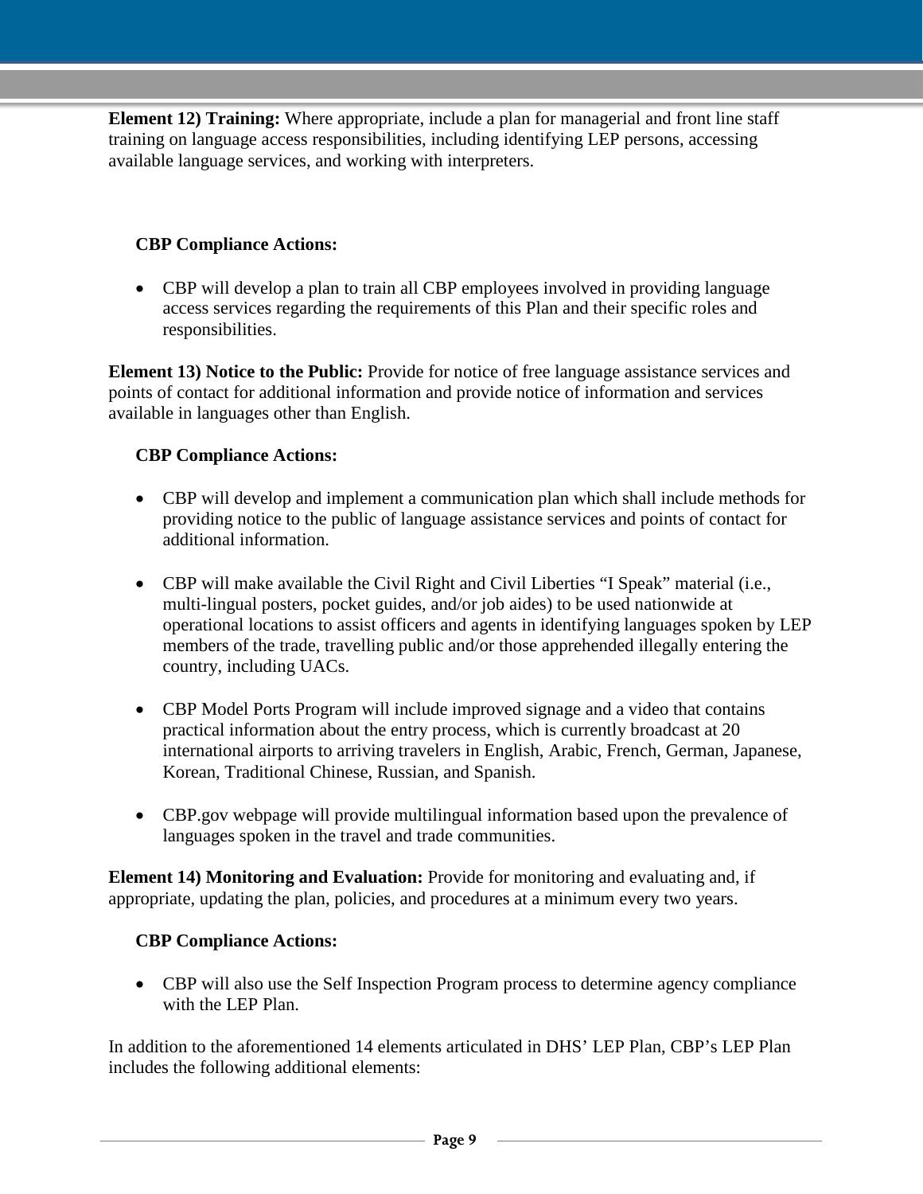**Element 12) Training:** Where appropriate, include a plan for managerial and front line staff training on language access responsibilities, including identifying LEP persons, accessing available language services, and working with interpreters.

**CBP Compliance Actions:**

- CBP will develop a plan to train all CBP employees involved in providing language access services regarding the requirements of this Plan and their specific roles and responsibilities.

**Element 13) Notice to the Public:** Provide for notice of free language assistance services and points of contact for additional information and provide notice of information and services available in languages other than English.

**CBP Compliance Actions:**

- CBP will develop and implement a communication plan which shall include methods for providing notice to the public of language assistance services and points of contact for additional information.
- CBP will make available the Civil Right and Civil Liberties "I Speak" material (i.e., multi-lingual posters, pocket guides, and/or job aides) to be used nationwide at operational locations to assist officers and agents in identifying languages spoken by LEP members of the trade, travelling public and/or those apprehended illegally entering the country, including UACs.
- CBP Model Ports Program will include improved signage and a video that contains practical information about the entry process, which is currently broadcast at 20 international airports to arriving travelers in English, Arabic, French, German, Japanese, Korean, Traditional Chinese, Russian, and Spanish.
- CBP.gov webpage will provide multilingual information based upon the prevalence of languages spoken in the travel and trade communities.

**Element 14) Monitoring and Evaluation:** Provide for monitoring and evaluating and, if appropriate, updating the plan, policies, and procedures at a minimum every two years.

**CBP Compliance Actions:**

- CBP will also use the Self Inspection Program process to determine agency compliance with the LEP Plan.

In addition to the aforementioned 14 elements articulated in DHS' LEP Plan, CBP's LEP Plan includes the following additional elements: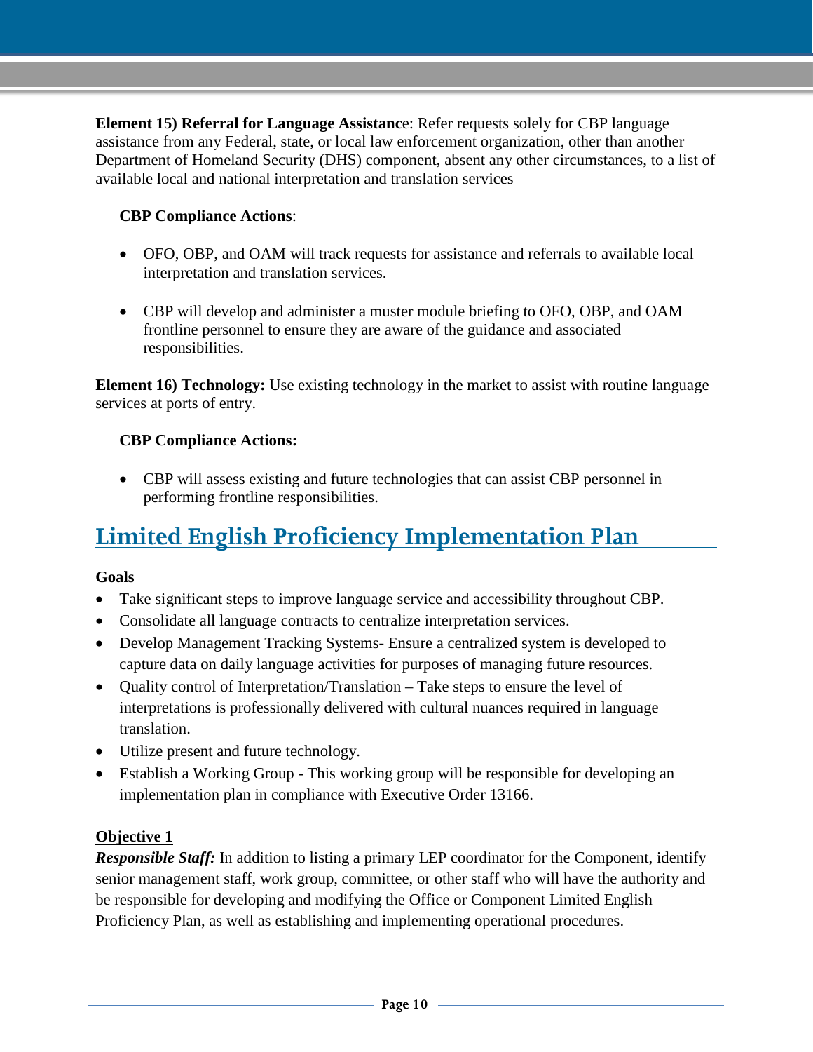**Element 15) Referral for Language Assistance**: Refer requests solely for CBP language assistance from any Federal, state, or local law enforcement organization, other than another Department of Homeland Security (DHS) component, absent any other circumstances, to a list of available local and national interpretation and translation services

**CBP Compliance Actions**:

- OFO, OBP, and OAM will track requests for assistance and referrals to available local interpretation and translation services.
- CBP will develop and administer a muster module briefing to OFO, OBP, and OAM frontline personnel to ensure they are aware of the guidance and associated responsibilities.

**Element 16) Technology:** Use existing technology in the market to assist with routine language services at ports of entry.

**CBP Compliance Actions:**

- CBP will assess existing and future technologies that can assist CBP personnel in performing frontline responsibilities.

## Limited English Proficiency Implementation Plan

**Goals**

- Take significant steps to improve language service and accessibility throughout CBP.
- Consolidate all language contracts to centralize interpretation services.
- Develop Management Tracking Systems- Ensure a centralized system is developed to capture data on daily language activities for purposes of managing future resources.
- Quality control of Interpretation/Translation – Take steps to ensure the level of interpretations is professionally delivered with cultural nuances required in language translation.
- Utilize present and future technology.
- Establish a Working Group - This working group will be responsible for developing an implementation plan in compliance with Executive Order 13166.

**Objective 1**

***Responsible Staff:*** In addition to listing a primary LEP coordinator for the Component, identify senior management staff, work group, committee, or other staff who will have the authority and be responsible for developing and modifying the Office or Component Limited English Proficiency Plan, as well as establishing and implementing operational procedures.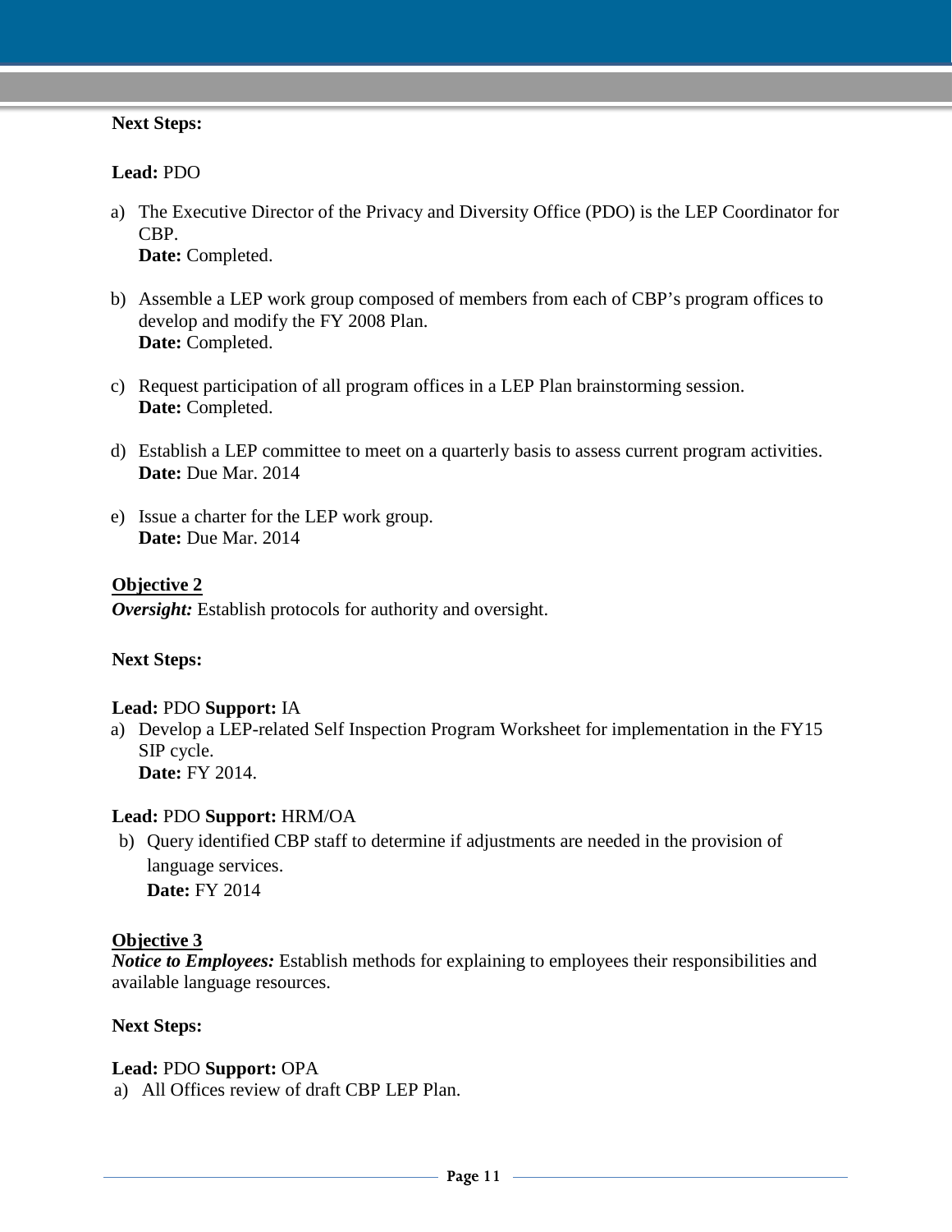**Next Steps:**

**Lead:** PDO

a) The Executive Director of the Privacy and Diversity Office (PDO) is the LEP Coordinator for CBP.
   **Date:** Completed.

b) Assemble a LEP work group composed of members from each of CBP's program offices to develop and modify the FY 2008 Plan.
   **Date:** Completed.

c) Request participation of all program offices in a LEP Plan brainstorming session.
   **Date:** Completed.

d) Establish a LEP committee to meet on a quarterly basis to assess current program activities.
   **Date:** Due Mar. 2014

e) Issue a charter for the LEP work group.
   **Date:** Due Mar. 2014

**Objective 2**

***Oversight:*** Establish protocols for authority and oversight.

**Next Steps:**

**Lead:** PDO **Support:** IA

a) Develop a LEP-related Self Inspection Program Worksheet for implementation in the FY15 SIP cycle.
   **Date:** FY 2014.

**Lead:** PDO **Support:** HRM/OA

b) Query identified CBP staff to determine if adjustments are needed in the provision of language services.
   **Date:** FY 2014

**Objective 3**

***Notice to Employees:*** Establish methods for explaining to employees their responsibilities and available language resources.

**Next Steps:**

**Lead:** PDO **Support:** OPA

a) All Offices review of draft CBP LEP Plan.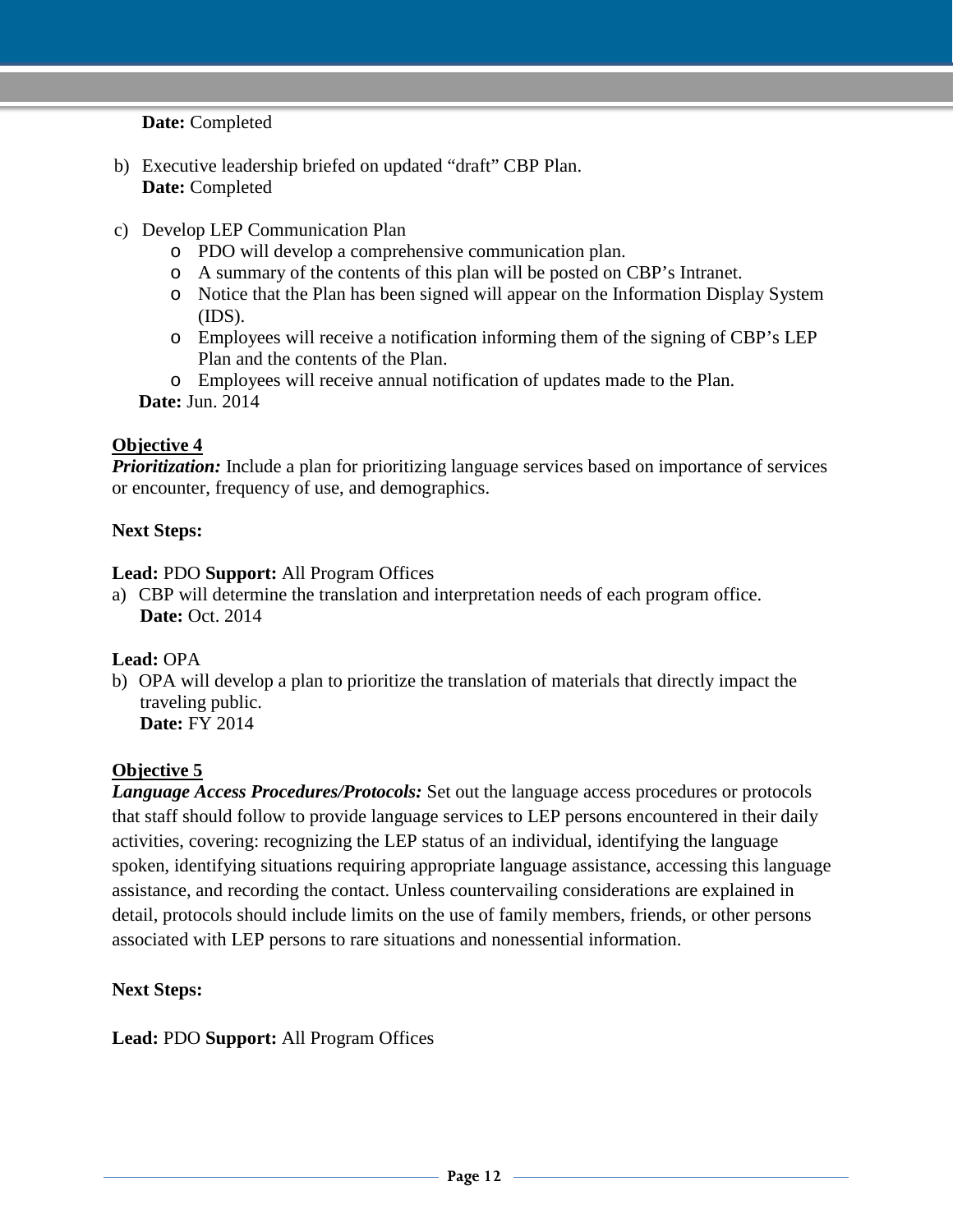**Date:** Completed

b) Executive leadership briefed on updated "draft" CBP Plan.
   **Date:** Completed

c) Develop LEP Communication Plan
   - PDO will develop a comprehensive communication plan.
   - A summary of the contents of this plan will be posted on CBP's Intranet.
   - Notice that the Plan has been signed will appear on the Information Display System (IDS).
   - Employees will receive a notification informing them of the signing of CBP's LEP Plan and the contents of the Plan.
   - Employees will receive annual notification of updates made to the Plan.

   **Date:** Jun. 2014

**Objective 4**

***Prioritization:*** Include a plan for prioritizing language services based on importance of services or encounter, frequency of use, and demographics.

**Next Steps:**

**Lead:** PDO **Support:** All Program Offices

a) CBP will determine the translation and interpretation needs of each program office.
   **Date:** Oct. 2014

**Lead:** OPA

b) OPA will develop a plan to prioritize the translation of materials that directly impact the traveling public.
   **Date:** FY 2014

**Objective 5**

***Language Access Procedures/Protocols:*** Set out the language access procedures or protocols that staff should follow to provide language services to LEP persons encountered in their daily activities, covering: recognizing the LEP status of an individual, identifying the language spoken, identifying situations requiring appropriate language assistance, accessing this language assistance, and recording the contact. Unless countervailing considerations are explained in detail, protocols should include limits on the use of family members, friends, or other persons associated with LEP persons to rare situations and nonessential information.

**Next Steps:**

**Lead:** PDO **Support:** All Program Offices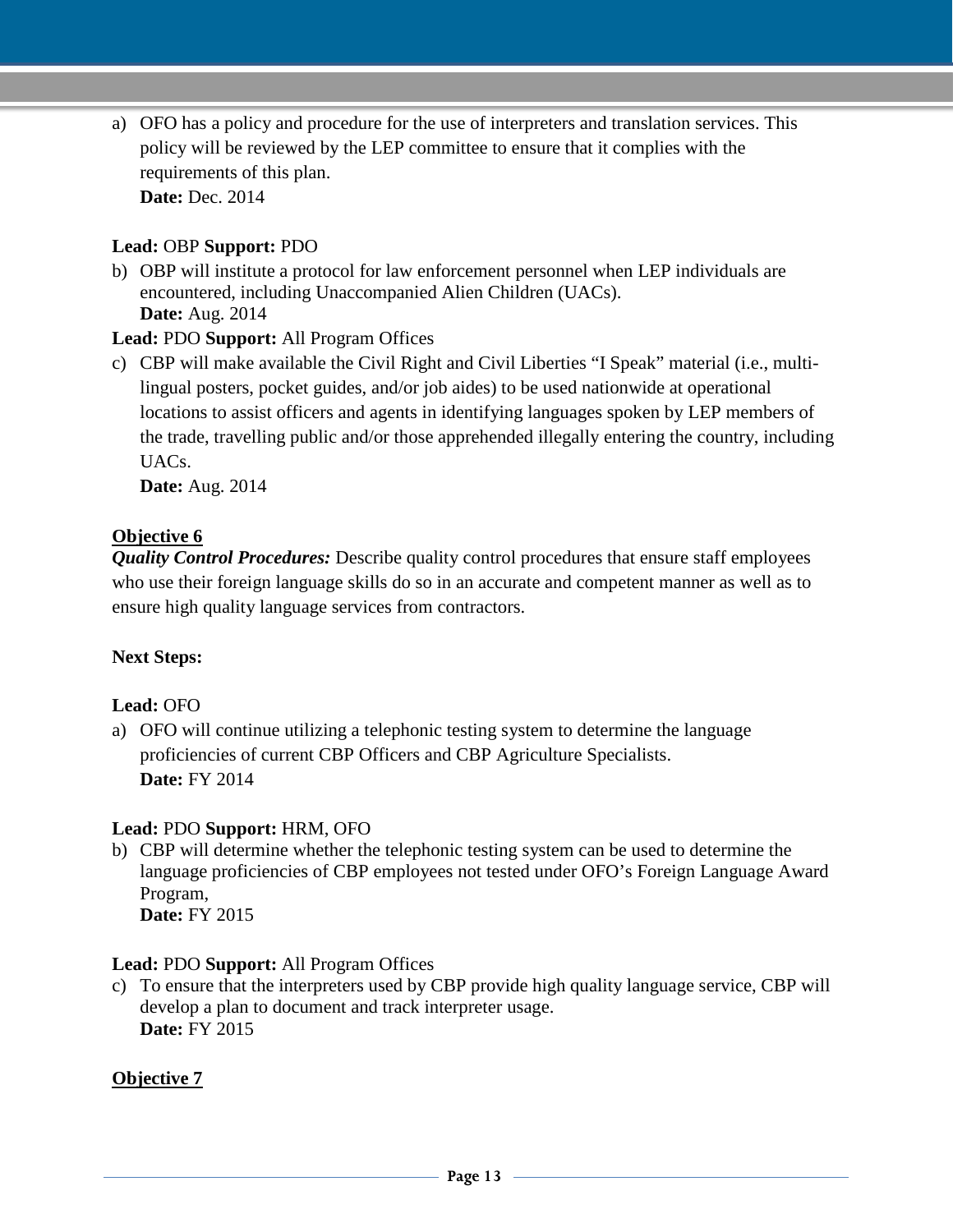a) OFO has a policy and procedure for the use of interpreters and translation services. This policy will be reviewed by the LEP committee to ensure that it complies with the requirements of this plan.
   **Date:** Dec. 2014

**Lead:** OBP **Support:** PDO

b) OBP will institute a protocol for law enforcement personnel when LEP individuals are encountered, including Unaccompanied Alien Children (UACs).
   **Date:** Aug. 2014

**Lead:** PDO **Support:** All Program Offices

c) CBP will make available the Civil Right and Civil Liberties "I Speak" material (i.e., multi-lingual posters, pocket guides, and/or job aides) to be used nationwide at operational locations to assist officers and agents in identifying languages spoken by LEP members of the trade, travelling public and/or those apprehended illegally entering the country, including UACs.
   **Date:** Aug. 2014

**Objective 6**

***Quality Control Procedures:*** Describe quality control procedures that ensure staff employees who use their foreign language skills do so in an accurate and competent manner as well as to ensure high quality language services from contractors.

**Next Steps:**

**Lead:** OFO

a) OFO will continue utilizing a telephonic testing system to determine the language proficiencies of current CBP Officers and CBP Agriculture Specialists.
   **Date:** FY 2014

**Lead:** PDO **Support:** HRM, OFO

b) CBP will determine whether the telephonic testing system can be used to determine the language proficiencies of CBP employees not tested under OFO's Foreign Language Award Program,
   **Date:** FY 2015

**Lead:** PDO **Support:** All Program Offices

c) To ensure that the interpreters used by CBP provide high quality language service, CBP will develop a plan to document and track interpreter usage.
   **Date:** FY 2015

**Objective 7**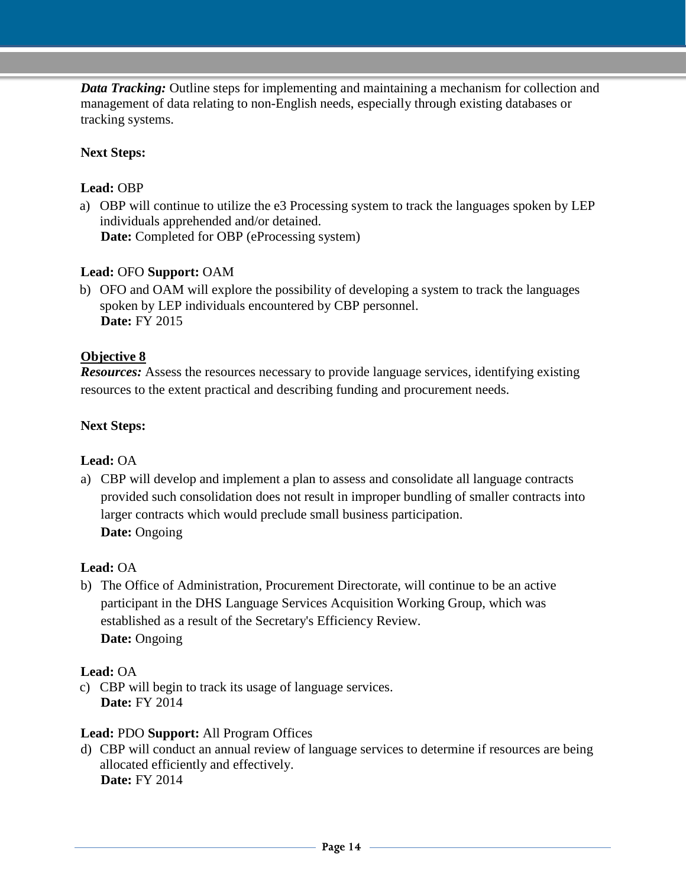***Data Tracking:*** Outline steps for implementing and maintaining a mechanism for collection and management of data relating to non-English needs, especially through existing databases or tracking systems.

**Next Steps:**

**Lead:** OBP

a) OBP will continue to utilize the e3 Processing system to track the languages spoken by LEP individuals apprehended and/or detained.
   **Date:** Completed for OBP (eProcessing system)

**Lead:** OFO **Support:** OAM

b) OFO and OAM will explore the possibility of developing a system to track the languages spoken by LEP individuals encountered by CBP personnel.
   **Date:** FY 2015

**Objective 8**

***Resources:*** Assess the resources necessary to provide language services, identifying existing resources to the extent practical and describing funding and procurement needs.

**Next Steps:**

**Lead:** OA

a) CBP will develop and implement a plan to assess and consolidate all language contracts provided such consolidation does not result in improper bundling of smaller contracts into larger contracts which would preclude small business participation.
   **Date:** Ongoing

**Lead:** OA

b) The Office of Administration, Procurement Directorate, will continue to be an active participant in the DHS Language Services Acquisition Working Group, which was established as a result of the Secretary's Efficiency Review.
   **Date:** Ongoing

**Lead:** OA

c) CBP will begin to track its usage of language services.
   **Date:** FY 2014

**Lead:** PDO **Support:** All Program Offices

d) CBP will conduct an annual review of language services to determine if resources are being allocated efficiently and effectively.
   **Date:** FY 2014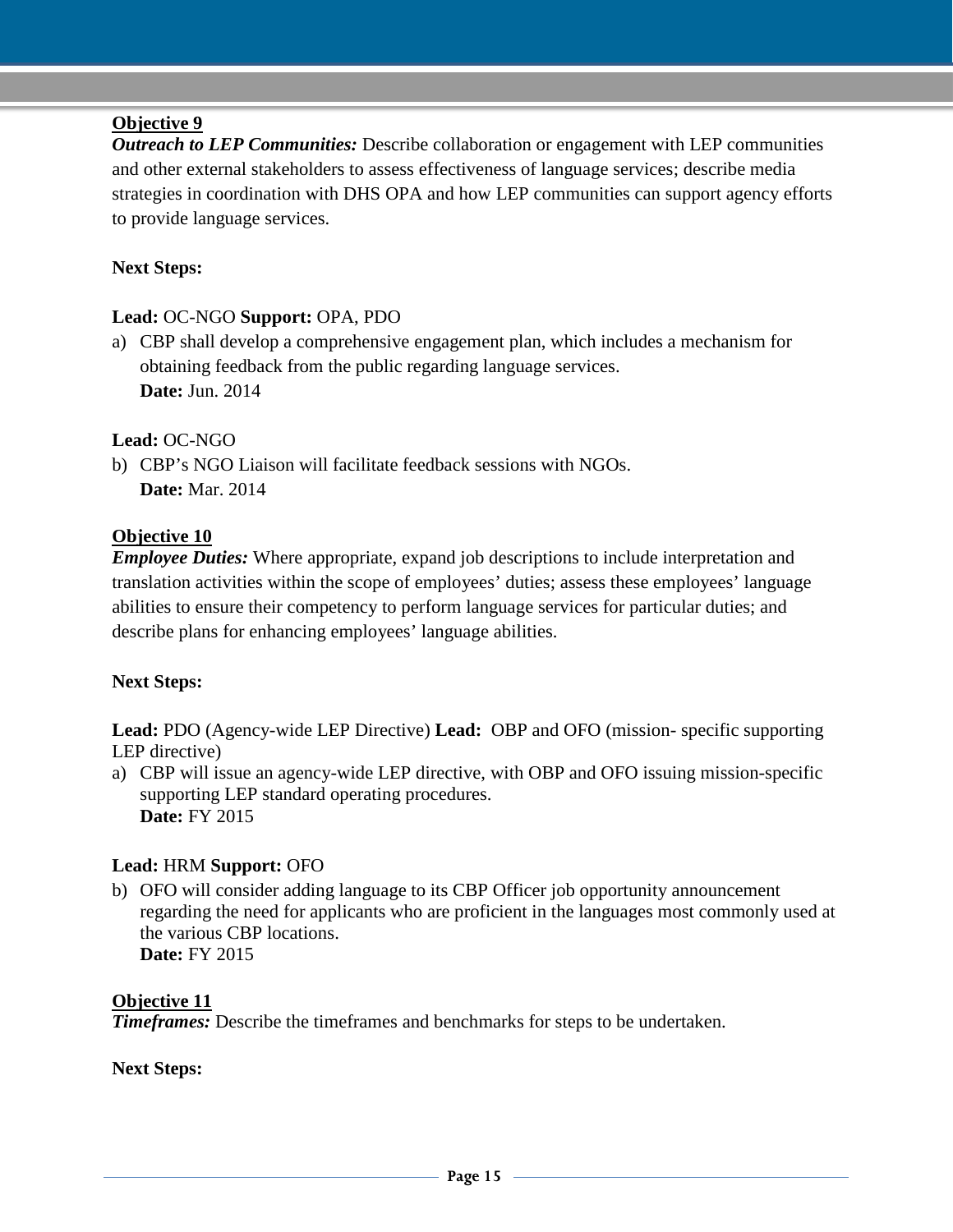**<u>Objective 9</u>**

***Outreach to LEP Communities:*** Describe collaboration or engagement with LEP communities and other external stakeholders to assess effectiveness of language services; describe media strategies in coordination with DHS OPA and how LEP communities can support agency efforts to provide language services.

**Next Steps:**

**Lead:** OC-NGO **Support:** OPA, PDO

a) CBP shall develop a comprehensive engagement plan, which includes a mechanism for obtaining feedback from the public regarding language services.
   **Date:** Jun. 2014

**Lead:** OC-NGO

b) CBP's NGO Liaison will facilitate feedback sessions with NGOs.
   **Date:** Mar. 2014

**<u>Objective 10</u>**

***Employee Duties:*** Where appropriate, expand job descriptions to include interpretation and translation activities within the scope of employees' duties; assess these employees' language abilities to ensure their competency to perform language services for particular duties; and describe plans for enhancing employees' language abilities.

**Next Steps:**

**Lead:** PDO (Agency-wide LEP Directive) **Lead:** OBP and OFO (mission- specific supporting LEP directive)

a) CBP will issue an agency-wide LEP directive, with OBP and OFO issuing mission-specific supporting LEP standard operating procedures.
   **Date:** FY 2015

**Lead:** HRM **Support:** OFO

b) OFO will consider adding language to its CBP Officer job opportunity announcement regarding the need for applicants who are proficient in the languages most commonly used at the various CBP locations.
   **Date:** FY 2015

**<u>Objective 11</u>**

***Timeframes:*** Describe the timeframes and benchmarks for steps to be undertaken.

**Next Steps:**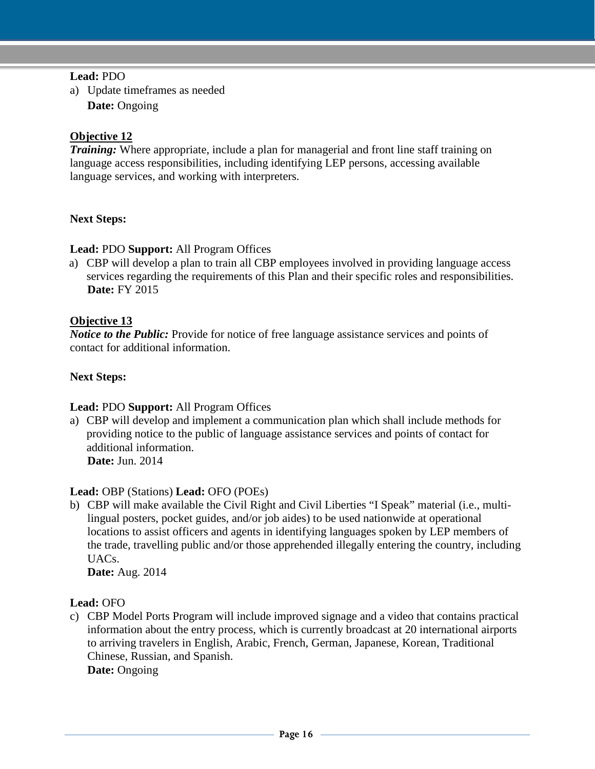**Lead:** PDO

a) Update timeframes as needed
   **Date:** Ongoing

**Objective 12**

***Training:*** Where appropriate, include a plan for managerial and front line staff training on language access responsibilities, including identifying LEP persons, accessing available language services, and working with interpreters.

**Next Steps:**

**Lead:** PDO **Support:** All Program Offices

a) CBP will develop a plan to train all CBP employees involved in providing language access services regarding the requirements of this Plan and their specific roles and responsibilities.
   **Date:** FY 2015

**Objective 13**

***Notice to the Public:*** Provide for notice of free language assistance services and points of contact for additional information.

**Next Steps:**

**Lead:** PDO **Support:** All Program Offices

a) CBP will develop and implement a communication plan which shall include methods for providing notice to the public of language assistance services and points of contact for additional information.
   **Date:** Jun. 2014

**Lead:** OBP (Stations) **Lead:** OFO (POEs)

b) CBP will make available the Civil Right and Civil Liberties "I Speak" material (i.e., multi-lingual posters, pocket guides, and/or job aides) to be used nationwide at operational locations to assist officers and agents in identifying languages spoken by LEP members of the trade, travelling public and/or those apprehended illegally entering the country, including UACs.
   **Date:** Aug. 2014

**Lead:** OFO

c) CBP Model Ports Program will include improved signage and a video that contains practical information about the entry process, which is currently broadcast at 20 international airports to arriving travelers in English, Arabic, French, German, Japanese, Korean, Traditional Chinese, Russian, and Spanish.
   **Date:** Ongoing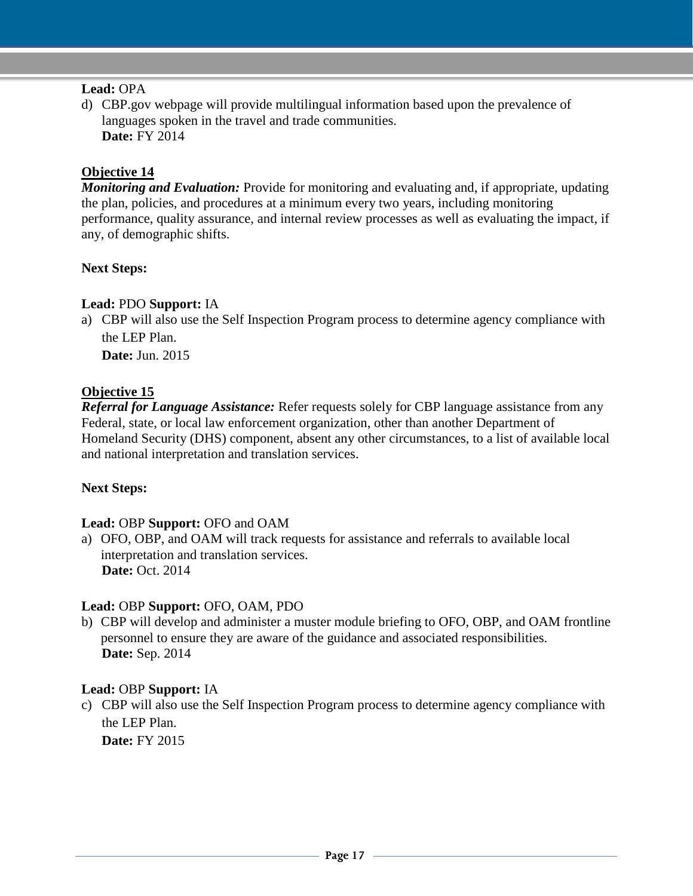**Lead:** OPA

d) CBP.gov webpage will provide multilingual information based upon the prevalence of languages spoken in the travel and trade communities.
   **Date:** FY 2014

**Objective 14**

***Monitoring and Evaluation:*** Provide for monitoring and evaluating and, if appropriate, updating the plan, policies, and procedures at a minimum every two years, including monitoring performance, quality assurance, and internal review processes as well as evaluating the impact, if any, of demographic shifts.

**Next Steps:**

**Lead:** PDO **Support:** IA

a) CBP will also use the Self Inspection Program process to determine agency compliance with the LEP Plan.
   **Date:** Jun. 2015

**Objective 15**

***Referral for Language Assistance:*** Refer requests solely for CBP language assistance from any Federal, state, or local law enforcement organization, other than another Department of Homeland Security (DHS) component, absent any other circumstances, to a list of available local and national interpretation and translation services.

**Next Steps:**

**Lead:** OBP **Support:** OFO and OAM

a) OFO, OBP, and OAM will track requests for assistance and referrals to available local interpretation and translation services.
   **Date:** Oct. 2014

**Lead:** OBP **Support:** OFO, OAM, PDO

b) CBP will develop and administer a muster module briefing to OFO, OBP, and OAM frontline personnel to ensure they are aware of the guidance and associated responsibilities.
   **Date:** Sep. 2014

**Lead:** OBP **Support:** IA

c) CBP will also use the Self Inspection Program process to determine agency compliance with the LEP Plan.
   **Date:** FY 2015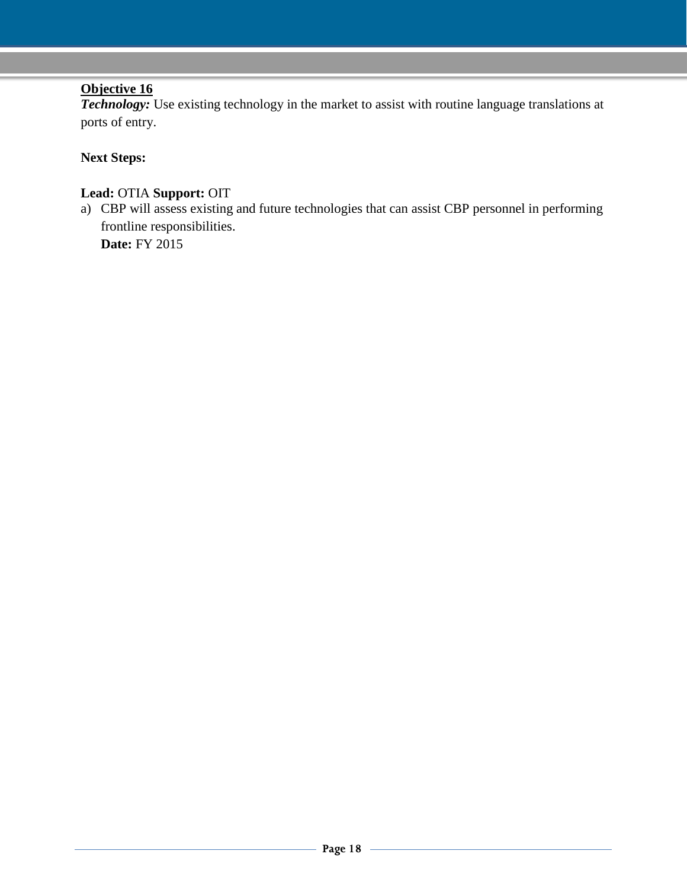**<u>Objective 16</u>**
***Technology:*** Use existing technology in the market to assist with routine language translations at ports of entry.

**Next Steps:**

**Lead:** OTIA **Support:** OIT

a) CBP will assess existing and future technologies that can assist CBP personnel in performing frontline responsibilities.
   **Date:** FY 2015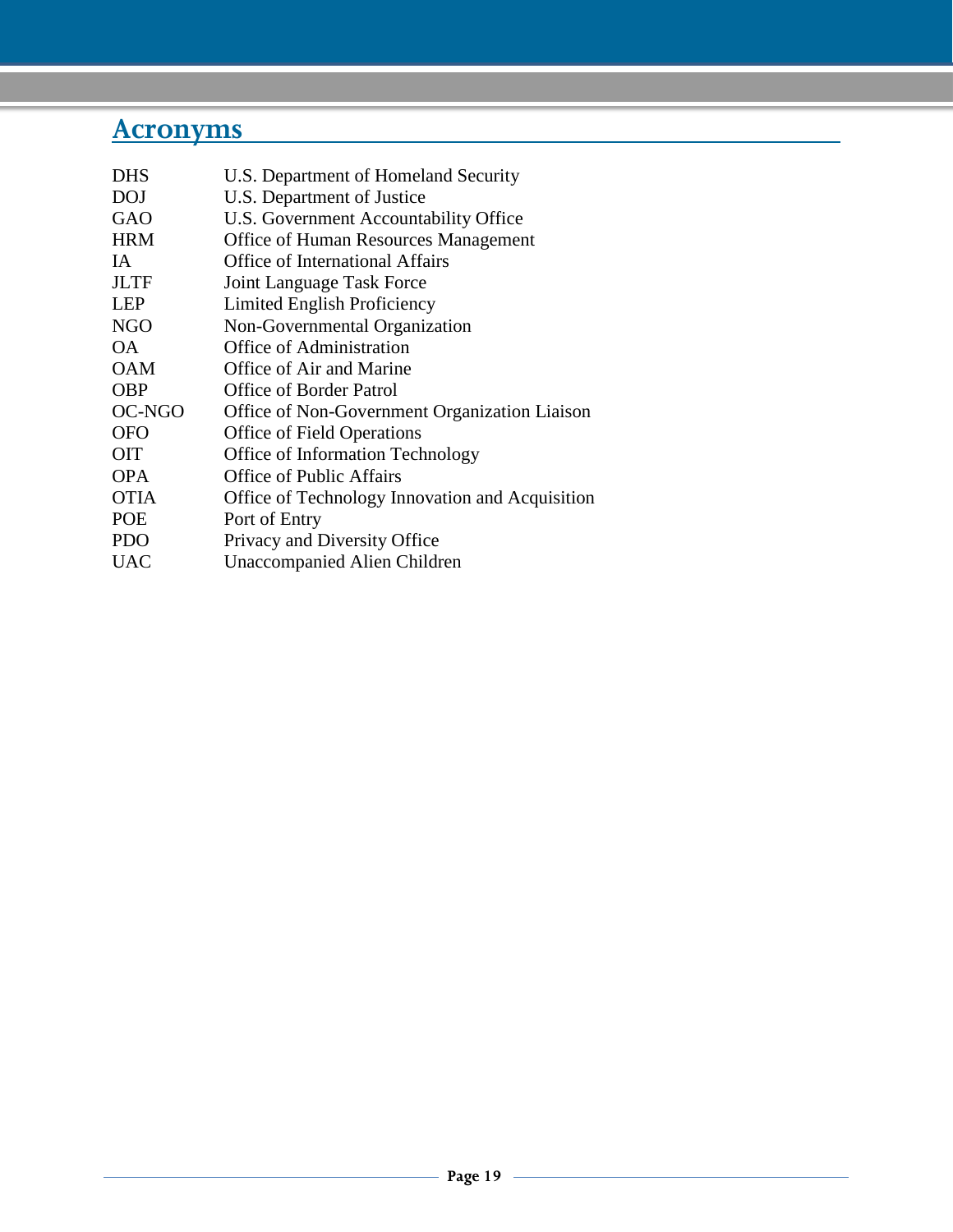# Acronyms

| | |
|---|---|
| DHS | U.S. Department of Homeland Security |
| DOJ | U.S. Department of Justice |
| GAO | U.S. Government Accountability Office |
| HRM | Office of Human Resources Management |
| IA | Office of International Affairs |
| JLTF | Joint Language Task Force |
| LEP | Limited English Proficiency |
| NGO | Non-Governmental Organization |
| OA | Office of Administration |
| OAM | Office of Air and Marine |
| OBP | Office of Border Patrol |
| OC-NGO | Office of Non-Government Organization Liaison |
| OFO | Office of Field Operations |
| OIT | Office of Information Technology |
| OPA | Office of Public Affairs |
| OTIA | Office of Technology Innovation and Acquisition |
| POE | Port of Entry |
| PDO | Privacy and Diversity Office |
| UAC | Unaccompanied Alien Children |